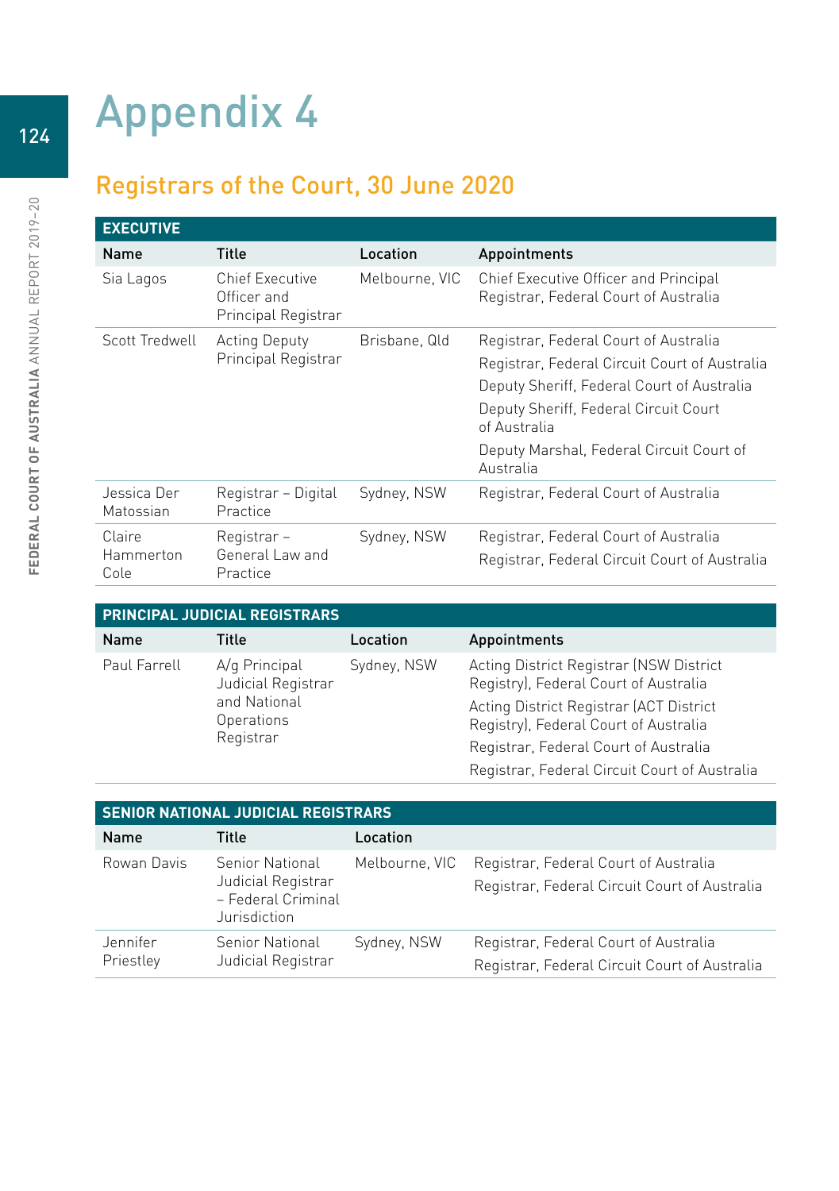# Appendix 4

## Registrars of the Court, 30 June 2020

| EXECUTIVE | | | |
|---|---|---|---|
| **Name** | **Title** | **Location** | **Appointments** |
| Sia Lagos | Chief Executive Officer and Principal Registrar | Melbourne, VIC | Chief Executive Officer and Principal Registrar, Federal Court of Australia |
| Scott Tredwell | Acting Deputy Principal Registrar | Brisbane, Qld | Registrar, Federal Court of Australia<br>Registrar, Federal Circuit Court of Australia<br>Deputy Sheriff, Federal Court of Australia<br>Deputy Sheriff, Federal Circuit Court of Australia<br>Deputy Marshal, Federal Circuit Court of Australia |
| Jessica Der Matossian | Registrar – Digital Practice | Sydney, NSW | Registrar, Federal Court of Australia |
| Claire Hammerton Cole | Registrar – General Law and Practice | Sydney, NSW | Registrar, Federal Court of Australia<br>Registrar, Federal Circuit Court of Australia |

| PRINCIPAL JUDICIAL REGISTRARS | | | |
|---|---|---|---|
| **Name** | **Title** | **Location** | **Appointments** |
| Paul Farrell | A/g Principal Judicial Registrar and National Operations Registrar | Sydney, NSW | Acting District Registrar (NSW District Registry), Federal Court of Australia<br>Acting District Registrar (ACT District Registry), Federal Court of Australia<br>Registrar, Federal Court of Australia<br>Registrar, Federal Circuit Court of Australia |

| SENIOR NATIONAL JUDICIAL REGISTRARS | | | |
|---|---|---|---|
| **Name** | **Title** | **Location** | |
| Rowan Davis | Senior National Judicial Registrar – Federal Criminal Jurisdiction | Melbourne, VIC | Registrar, Federal Court of Australia<br>Registrar, Federal Circuit Court of Australia |
| Jennifer Priestley | Senior National Judicial Registrar | Sydney, NSW | Registrar, Federal Court of Australia<br>Registrar, Federal Circuit Court of Australia |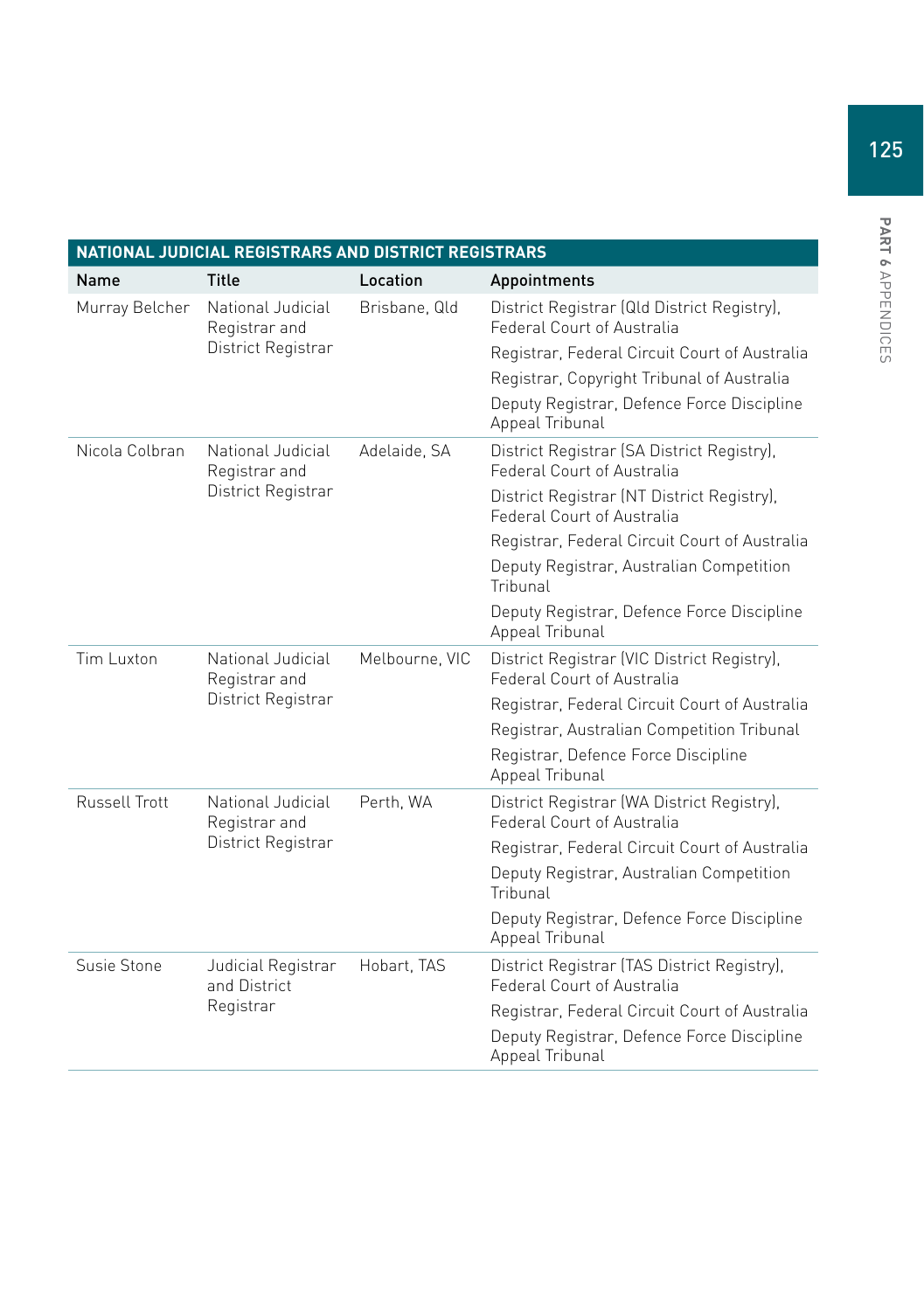| NATIONAL JUDICIAL REGISTRARS AND DISTRICT REGISTRARS | | | |
|---|---|---|---|
| **Name** | **Title** | **Location** | **Appointments** |
| Murray Belcher | National Judicial Registrar and District Registrar | Brisbane, Qld | District Registrar (Qld District Registry), Federal Court of Australia |
| | | | Registrar, Federal Circuit Court of Australia |
| | | | Registrar, Copyright Tribunal of Australia |
| | | | Deputy Registrar, Defence Force Discipline Appeal Tribunal |
| Nicola Colbran | National Judicial Registrar and District Registrar | Adelaide, SA | District Registrar (SA District Registry), Federal Court of Australia |
| | | | District Registrar (NT District Registry), Federal Court of Australia |
| | | | Registrar, Federal Circuit Court of Australia |
| | | | Deputy Registrar, Australian Competition Tribunal |
| | | | Deputy Registrar, Defence Force Discipline Appeal Tribunal |
| Tim Luxton | National Judicial Registrar and District Registrar | Melbourne, VIC | District Registrar (VIC District Registry), Federal Court of Australia |
| | | | Registrar, Federal Circuit Court of Australia |
| | | | Registrar, Australian Competition Tribunal |
| | | | Registrar, Defence Force Discipline Appeal Tribunal |
| Russell Trott | National Judicial Registrar and District Registrar | Perth, WA | District Registrar (WA District Registry), Federal Court of Australia |
| | | | Registrar, Federal Circuit Court of Australia |
| | | | Deputy Registrar, Australian Competition Tribunal |
| | | | Deputy Registrar, Defence Force Discipline Appeal Tribunal |
| Susie Stone | Judicial Registrar and District Registrar | Hobart, TAS | District Registrar (TAS District Registry), Federal Court of Australia |
| | | | Registrar, Federal Circuit Court of Australia |
| | | | Deputy Registrar, Defence Force Discipline Appeal Tribunal |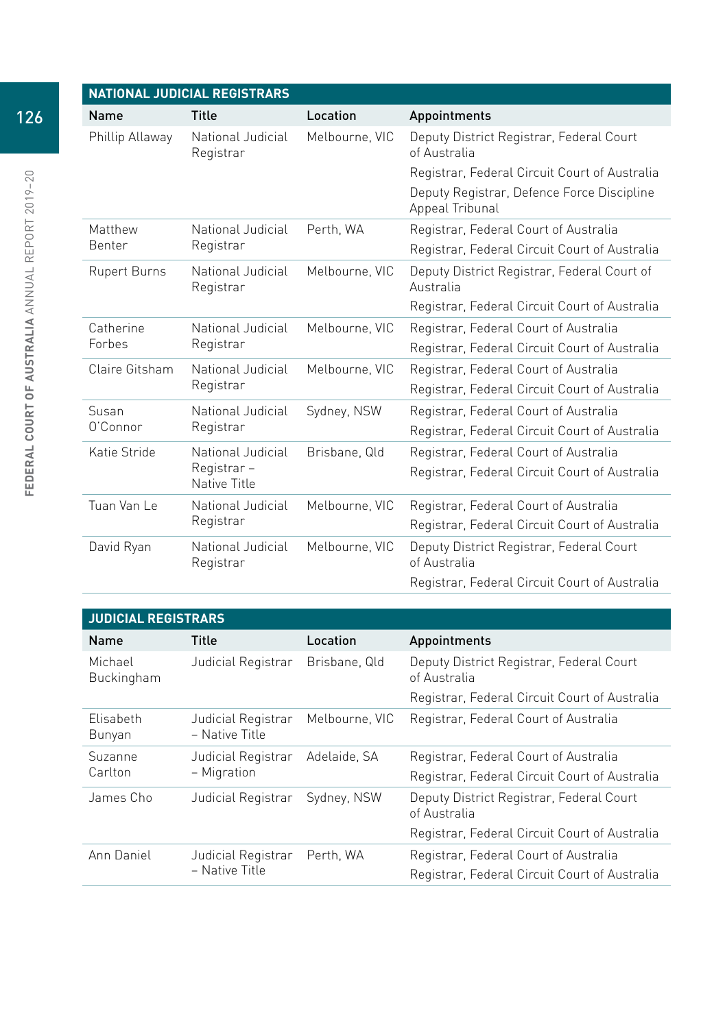## NATIONAL JUDICIAL REGISTRARS

| Name | Title | Location | Appointments |
|---|---|---|---|
| Phillip Allaway | National Judicial Registrar | Melbourne, VIC | Deputy District Registrar, Federal Court of Australia<br>Registrar, Federal Circuit Court of Australia<br>Deputy Registrar, Defence Force Discipline Appeal Tribunal |
| Matthew Benter | National Judicial Registrar | Perth, WA | Registrar, Federal Court of Australia<br>Registrar, Federal Circuit Court of Australia |
| Rupert Burns | National Judicial Registrar | Melbourne, VIC | Deputy District Registrar, Federal Court of Australia<br>Registrar, Federal Circuit Court of Australia |
| Catherine Forbes | National Judicial Registrar | Melbourne, VIC | Registrar, Federal Court of Australia<br>Registrar, Federal Circuit Court of Australia |
| Claire Gitsham | National Judicial Registrar | Melbourne, VIC | Registrar, Federal Court of Australia<br>Registrar, Federal Circuit Court of Australia |
| Susan O'Connor | National Judicial Registrar | Sydney, NSW | Registrar, Federal Court of Australia<br>Registrar, Federal Circuit Court of Australia |
| Katie Stride | National Judicial Registrar – Native Title | Brisbane, Qld | Registrar, Federal Court of Australia<br>Registrar, Federal Circuit Court of Australia |
| Tuan Van Le | National Judicial Registrar | Melbourne, VIC | Registrar, Federal Court of Australia<br>Registrar, Federal Circuit Court of Australia |
| David Ryan | National Judicial Registrar | Melbourne, VIC | Deputy District Registrar, Federal Court of Australia<br>Registrar, Federal Circuit Court of Australia |

## JUDICIAL REGISTRARS

| Name | Title | Location | Appointments |
|---|---|---|---|
| Michael Buckingham | Judicial Registrar | Brisbane, Qld | Deputy District Registrar, Federal Court of Australia<br>Registrar, Federal Circuit Court of Australia |
| Elisabeth Bunyan | Judicial Registrar – Native Title | Melbourne, VIC | Registrar, Federal Court of Australia |
| Suzanne Carlton | Judicial Registrar – Migration | Adelaide, SA | Registrar, Federal Court of Australia<br>Registrar, Federal Circuit Court of Australia |
| James Cho | Judicial Registrar | Sydney, NSW | Deputy District Registrar, Federal Court of Australia<br>Registrar, Federal Circuit Court of Australia |
| Ann Daniel | Judicial Registrar – Native Title | Perth, WA | Registrar, Federal Court of Australia<br>Registrar, Federal Circuit Court of Australia |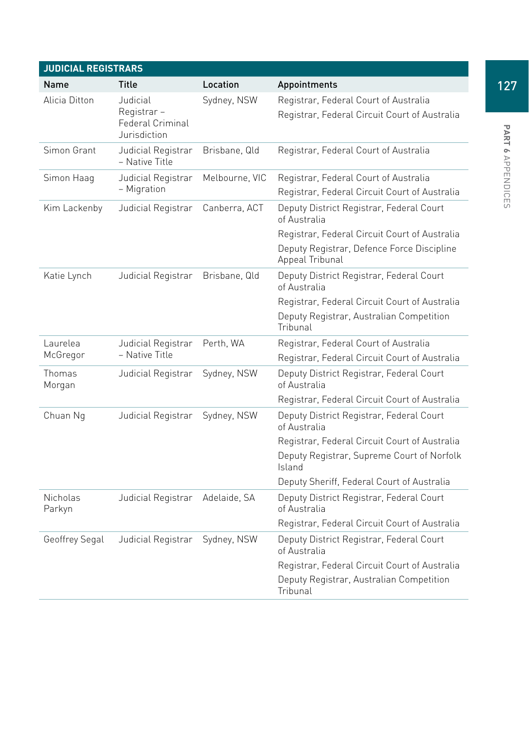## JUDICIAL REGISTRARS

| Name | Title | Location | Appointments |
|---|---|---|---|
| Alicia Ditton | Judicial Registrar – Federal Criminal Jurisdiction | Sydney, NSW | Registrar, Federal Court of Australia<br>Registrar, Federal Circuit Court of Australia |
| Simon Grant | Judicial Registrar – Native Title | Brisbane, Qld | Registrar, Federal Court of Australia |
| Simon Haag | Judicial Registrar – Migration | Melbourne, VIC | Registrar, Federal Court of Australia<br>Registrar, Federal Circuit Court of Australia |
| Kim Lackenby | Judicial Registrar | Canberra, ACT | Deputy District Registrar, Federal Court of Australia<br>Registrar, Federal Circuit Court of Australia<br>Deputy Registrar, Defence Force Discipline Appeal Tribunal |
| Katie Lynch | Judicial Registrar | Brisbane, Qld | Deputy District Registrar, Federal Court of Australia<br>Registrar, Federal Circuit Court of Australia<br>Deputy Registrar, Australian Competition Tribunal |
| Laurelea McGregor | Judicial Registrar – Native Title | Perth, WA | Registrar, Federal Court of Australia<br>Registrar, Federal Circuit Court of Australia |
| Thomas Morgan | Judicial Registrar | Sydney, NSW | Deputy District Registrar, Federal Court of Australia<br>Registrar, Federal Circuit Court of Australia |
| Chuan Ng | Judicial Registrar | Sydney, NSW | Deputy District Registrar, Federal Court of Australia<br>Registrar, Federal Circuit Court of Australia<br>Deputy Registrar, Supreme Court of Norfolk Island<br>Deputy Sheriff, Federal Court of Australia |
| Nicholas Parkyn | Judicial Registrar | Adelaide, SA | Deputy District Registrar, Federal Court of Australia<br>Registrar, Federal Circuit Court of Australia |
| Geoffrey Segal | Judicial Registrar | Sydney, NSW | Deputy District Registrar, Federal Court of Australia<br>Registrar, Federal Circuit Court of Australia<br>Deputy Registrar, Australian Competition Tribunal |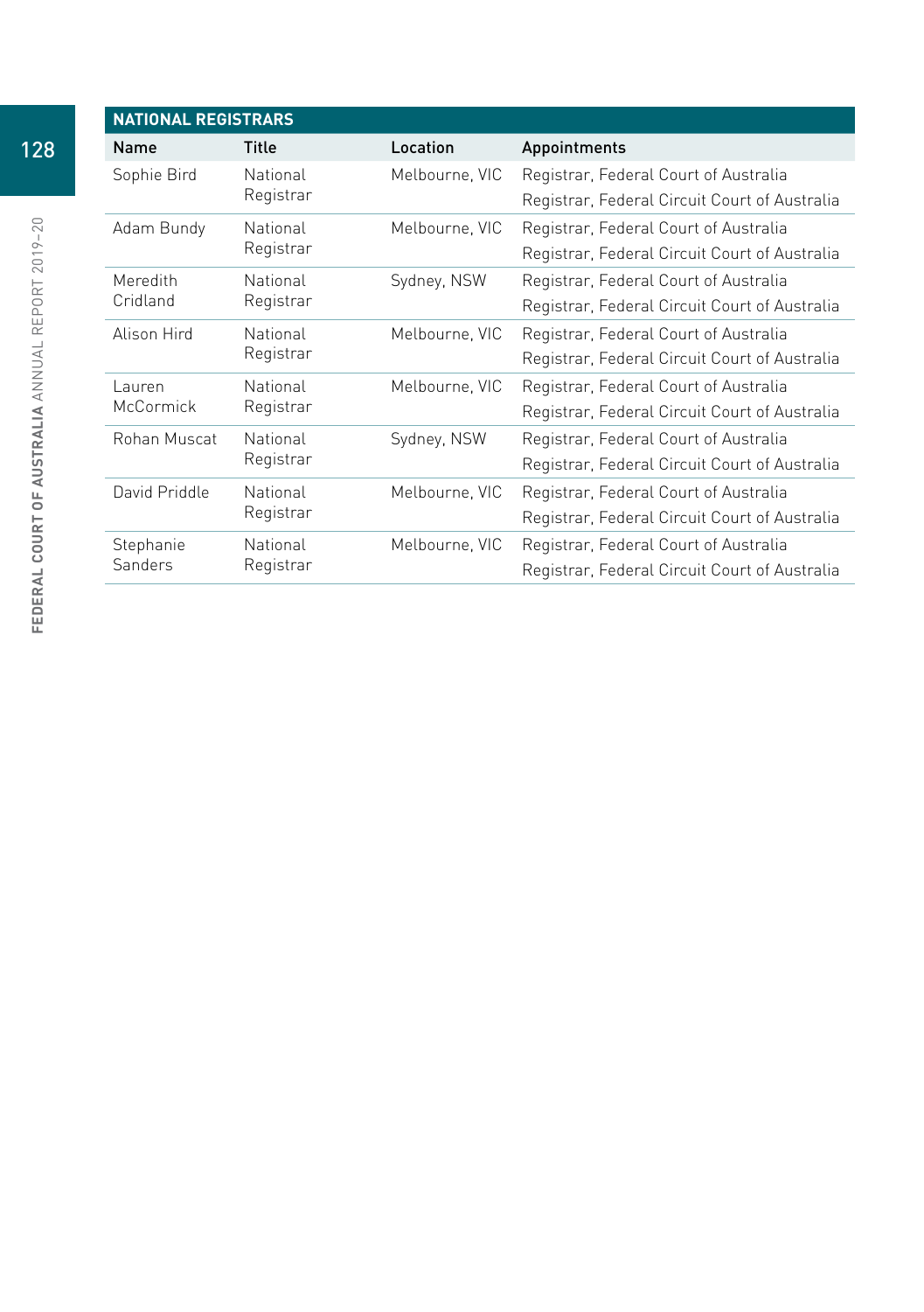## NATIONAL REGISTRARS

| Name | Title | Location | Appointments |
|---|---|---|---|
| Sophie Bird | National Registrar | Melbourne, VIC | Registrar, Federal Court of Australia<br>Registrar, Federal Circuit Court of Australia |
| Adam Bundy | National Registrar | Melbourne, VIC | Registrar, Federal Court of Australia<br>Registrar, Federal Circuit Court of Australia |
| Meredith Cridland | National Registrar | Sydney, NSW | Registrar, Federal Court of Australia<br>Registrar, Federal Circuit Court of Australia |
| Alison Hird | National Registrar | Melbourne, VIC | Registrar, Federal Court of Australia<br>Registrar, Federal Circuit Court of Australia |
| Lauren McCormick | National Registrar | Melbourne, VIC | Registrar, Federal Court of Australia<br>Registrar, Federal Circuit Court of Australia |
| Rohan Muscat | National Registrar | Sydney, NSW | Registrar, Federal Court of Australia<br>Registrar, Federal Circuit Court of Australia |
| David Priddle | National Registrar | Melbourne, VIC | Registrar, Federal Court of Australia<br>Registrar, Federal Circuit Court of Australia |
| Stephanie Sanders | National Registrar | Melbourne, VIC | Registrar, Federal Court of Australia<br>Registrar, Federal Circuit Court of Australia |